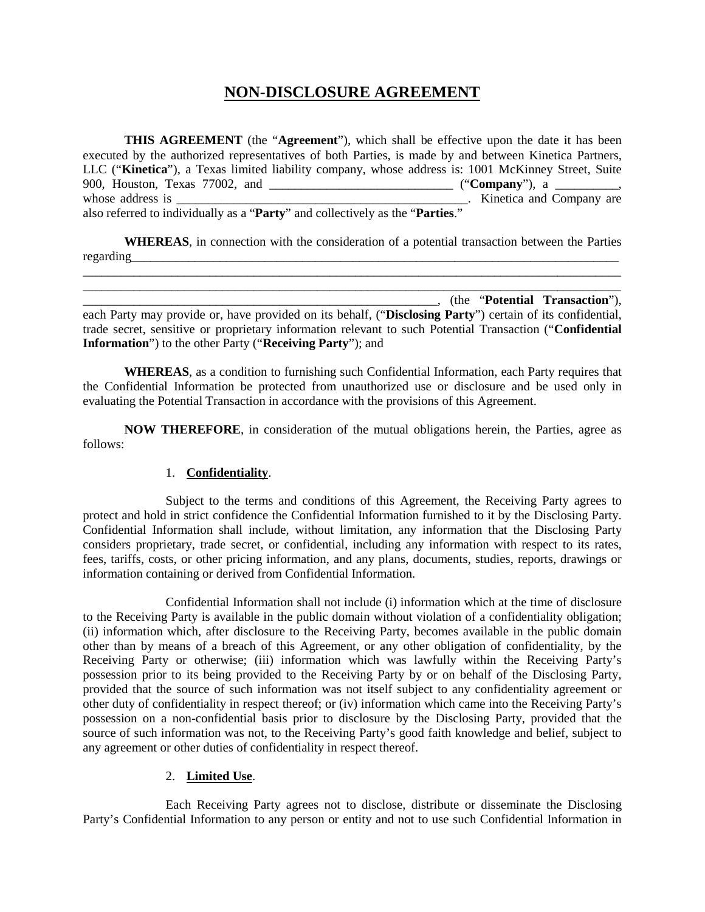# NON-DISCLOSURE AGREEMENT

**THIS AGREEMENT** (the "**Agreement**"), which shall be effective upon the date it has been executed by the authorized representatives of both Parties, is made by and between Kinetica Partners, LLC ("**Kinetica**"), a Texas limited liability company, whose address is: 1001 McKinney Street, Suite 900, Houston, Texas 77002, and ______________________________ ("**Company**"), a __________, whose address is ______________________________________________. Kinetica and Company are also referred to individually as a "**Party**" and collectively as the "**Parties**."

**WHEREAS**, in connection with the consideration of a potential transaction between the Parties regarding_________________________________________________________________________________
___________________________________________________________________________________________
___________________________________________________________________________________________
___________________________________________________________, (the "**Potential Transaction**"), each Party may provide or, have provided on its behalf, ("**Disclosing Party**") certain of its confidential, trade secret, sensitive or proprietary information relevant to such Potential Transaction ("**Confidential Information**") to the other Party ("**Receiving Party**"); and

**WHEREAS**, as a condition to furnishing such Confidential Information, each Party requires that the Confidential Information be protected from unauthorized use or disclosure and be used only in evaluating the Potential Transaction in accordance with the provisions of this Agreement.

**NOW THEREFORE**, in consideration of the mutual obligations herein, the Parties, agree as follows:

1. **Confidentiality**.

Subject to the terms and conditions of this Agreement, the Receiving Party agrees to protect and hold in strict confidence the Confidential Information furnished to it by the Disclosing Party. Confidential Information shall include, without limitation, any information that the Disclosing Party considers proprietary, trade secret, or confidential, including any information with respect to its rates, fees, tariffs, costs, or other pricing information, and any plans, documents, studies, reports, drawings or information containing or derived from Confidential Information.

Confidential Information shall not include (i) information which at the time of disclosure to the Receiving Party is available in the public domain without violation of a confidentiality obligation; (ii) information which, after disclosure to the Receiving Party, becomes available in the public domain other than by means of a breach of this Agreement, or any other obligation of confidentiality, by the Receiving Party or otherwise; (iii) information which was lawfully within the Receiving Party's possession prior to its being provided to the Receiving Party by or on behalf of the Disclosing Party, provided that the source of such information was not itself subject to any confidentiality agreement or other duty of confidentiality in respect thereof; or (iv) information which came into the Receiving Party's possession on a non-confidential basis prior to disclosure by the Disclosing Party, provided that the source of such information was not, to the Receiving Party's good faith knowledge and belief, subject to any agreement or other duties of confidentiality in respect thereof.

2. **Limited Use**.

Each Receiving Party agrees not to disclose, distribute or disseminate the Disclosing Party's Confidential Information to any person or entity and not to use such Confidential Information in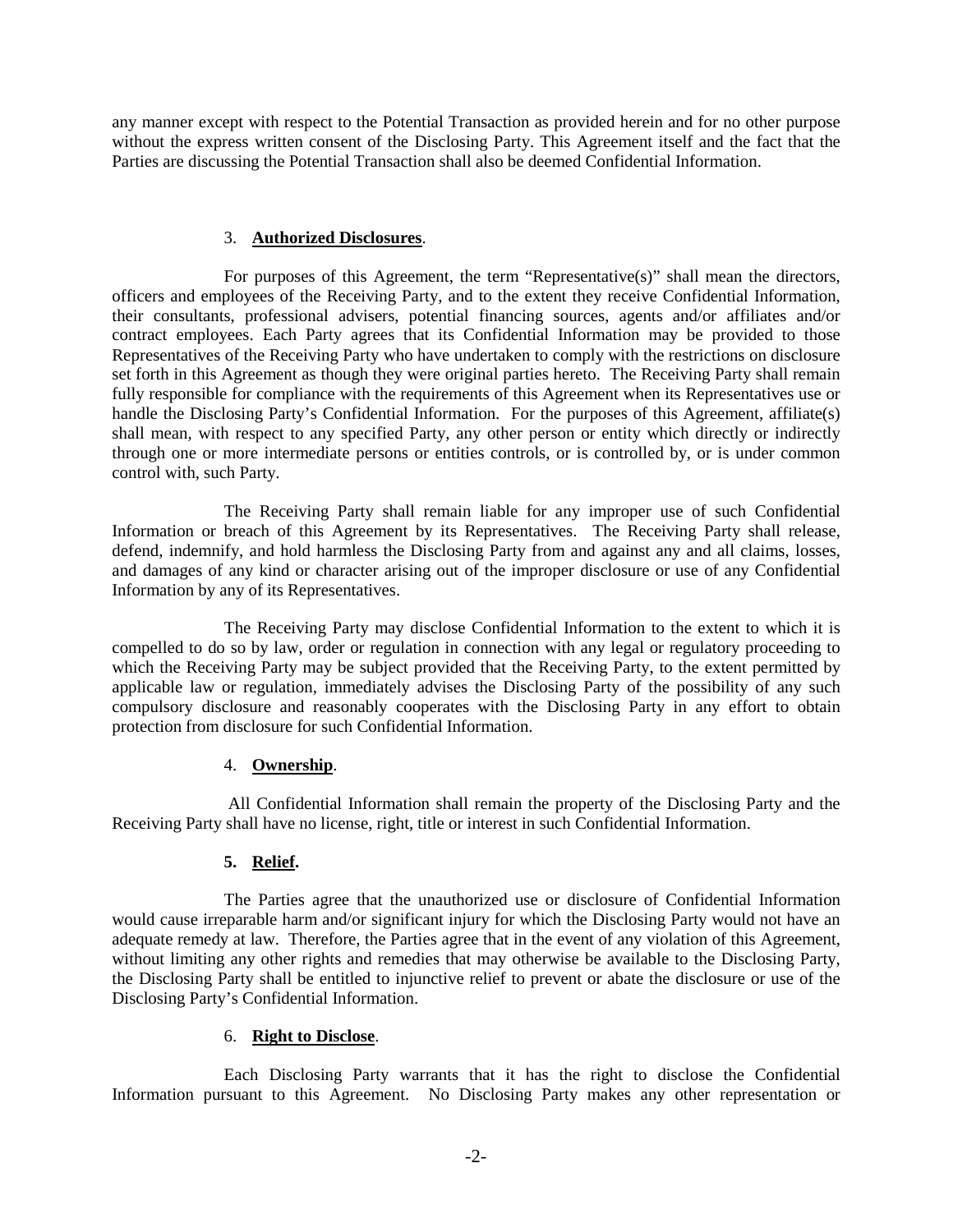any manner except with respect to the Potential Transaction as provided herein and for no other purpose without the express written consent of the Disclosing Party. This Agreement itself and the fact that the Parties are discussing the Potential Transaction shall also be deemed Confidential Information.

3. **Authorized Disclosures**.

For purposes of this Agreement, the term "Representative(s)" shall mean the directors, officers and employees of the Receiving Party, and to the extent they receive Confidential Information, their consultants, professional advisers, potential financing sources, agents and/or affiliates and/or contract employees. Each Party agrees that its Confidential Information may be provided to those Representatives of the Receiving Party who have undertaken to comply with the restrictions on disclosure set forth in this Agreement as though they were original parties hereto. The Receiving Party shall remain fully responsible for compliance with the requirements of this Agreement when its Representatives use or handle the Disclosing Party's Confidential Information. For the purposes of this Agreement, affiliate(s) shall mean, with respect to any specified Party, any other person or entity which directly or indirectly through one or more intermediate persons or entities controls, or is controlled by, or is under common control with, such Party.

The Receiving Party shall remain liable for any improper use of such Confidential Information or breach of this Agreement by its Representatives. The Receiving Party shall release, defend, indemnify, and hold harmless the Disclosing Party from and against any and all claims, losses, and damages of any kind or character arising out of the improper disclosure or use of any Confidential Information by any of its Representatives.

The Receiving Party may disclose Confidential Information to the extent to which it is compelled to do so by law, order or regulation in connection with any legal or regulatory proceeding to which the Receiving Party may be subject provided that the Receiving Party, to the extent permitted by applicable law or regulation, immediately advises the Disclosing Party of the possibility of any such compulsory disclosure and reasonably cooperates with the Disclosing Party in any effort to obtain protection from disclosure for such Confidential Information.

4. **Ownership**.

All Confidential Information shall remain the property of the Disclosing Party and the Receiving Party shall have no license, right, title or interest in such Confidential Information.

**5. Relief.**

The Parties agree that the unauthorized use or disclosure of Confidential Information would cause irreparable harm and/or significant injury for which the Disclosing Party would not have an adequate remedy at law. Therefore, the Parties agree that in the event of any violation of this Agreement, without limiting any other rights and remedies that may otherwise be available to the Disclosing Party, the Disclosing Party shall be entitled to injunctive relief to prevent or abate the disclosure or use of the Disclosing Party's Confidential Information.

6. **Right to Disclose**.

Each Disclosing Party warrants that it has the right to disclose the Confidential Information pursuant to this Agreement. No Disclosing Party makes any other representation or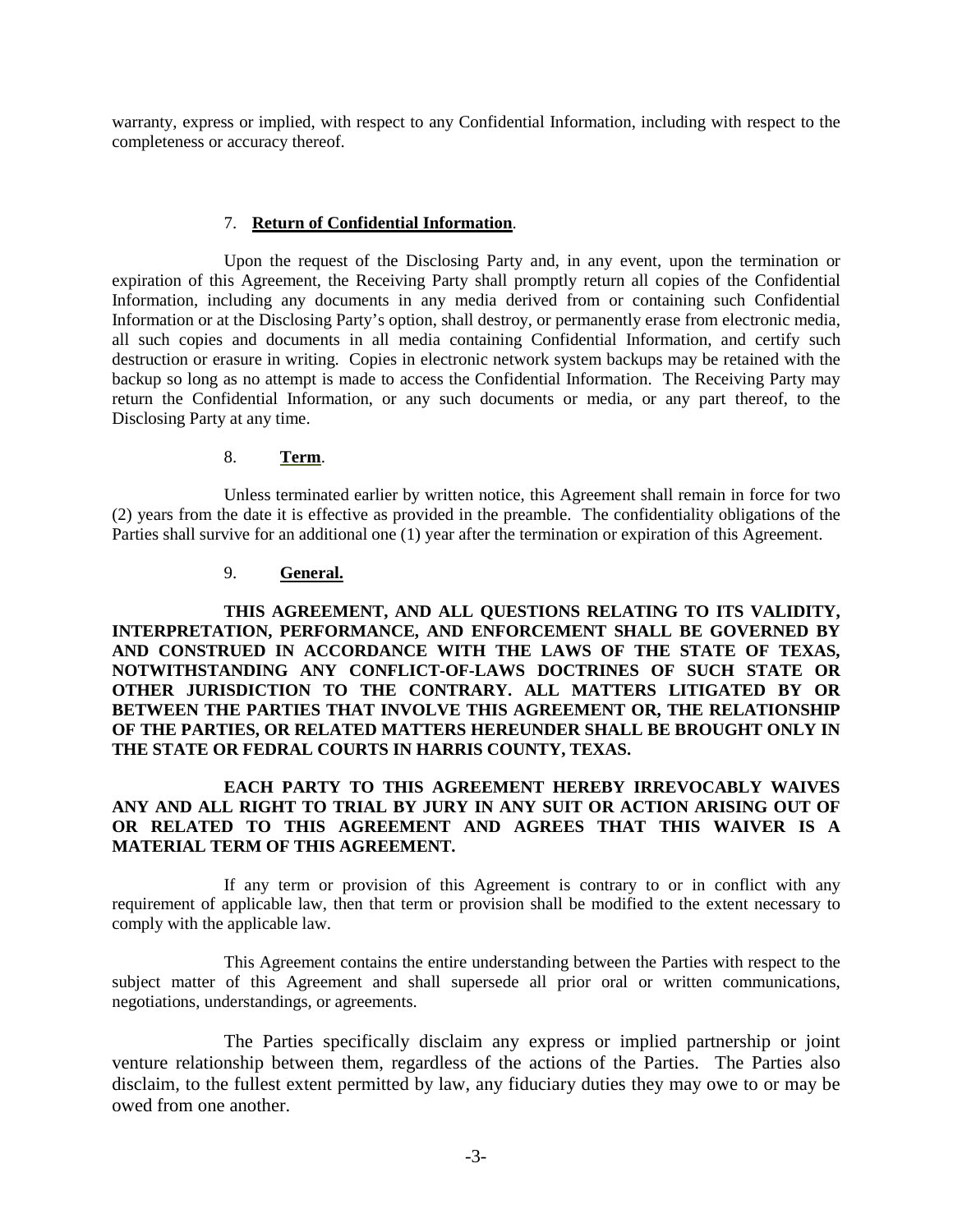warranty, express or implied, with respect to any Confidential Information, including with respect to the completeness or accuracy thereof.

7. **Return of Confidential Information**.

Upon the request of the Disclosing Party and, in any event, upon the termination or expiration of this Agreement, the Receiving Party shall promptly return all copies of the Confidential Information, including any documents in any media derived from or containing such Confidential Information or at the Disclosing Party's option, shall destroy, or permanently erase from electronic media, all such copies and documents in all media containing Confidential Information, and certify such destruction or erasure in writing. Copies in electronic network system backups may be retained with the backup so long as no attempt is made to access the Confidential Information. The Receiving Party may return the Confidential Information, or any such documents or media, or any part thereof, to the Disclosing Party at any time.

8. **Term**.

Unless terminated earlier by written notice, this Agreement shall remain in force for two (2) years from the date it is effective as provided in the preamble. The confidentiality obligations of the Parties shall survive for an additional one (1) year after the termination or expiration of this Agreement.

9. **General.**

**THIS AGREEMENT, AND ALL QUESTIONS RELATING TO ITS VALIDITY, INTERPRETATION, PERFORMANCE, AND ENFORCEMENT SHALL BE GOVERNED BY AND CONSTRUED IN ACCORDANCE WITH THE LAWS OF THE STATE OF TEXAS, NOTWITHSTANDING ANY CONFLICT-OF-LAWS DOCTRINES OF SUCH STATE OR OTHER JURISDICTION TO THE CONTRARY. ALL MATTERS LITIGATED BY OR BETWEEN THE PARTIES THAT INVOLVE THIS AGREEMENT OR, THE RELATIONSHIP OF THE PARTIES, OR RELATED MATTERS HEREUNDER SHALL BE BROUGHT ONLY IN THE STATE OR FEDRAL COURTS IN HARRIS COUNTY, TEXAS.**

**EACH PARTY TO THIS AGREEMENT HEREBY IRREVOCABLY WAIVES ANY AND ALL RIGHT TO TRIAL BY JURY IN ANY SUIT OR ACTION ARISING OUT OF OR RELATED TO THIS AGREEMENT AND AGREES THAT THIS WAIVER IS A MATERIAL TERM OF THIS AGREEMENT.**

If any term or provision of this Agreement is contrary to or in conflict with any requirement of applicable law, then that term or provision shall be modified to the extent necessary to comply with the applicable law.

This Agreement contains the entire understanding between the Parties with respect to the subject matter of this Agreement and shall supersede all prior oral or written communications, negotiations, understandings, or agreements.

The Parties specifically disclaim any express or implied partnership or joint venture relationship between them, regardless of the actions of the Parties. The Parties also disclaim, to the fullest extent permitted by law, any fiduciary duties they may owe to or may be owed from one another.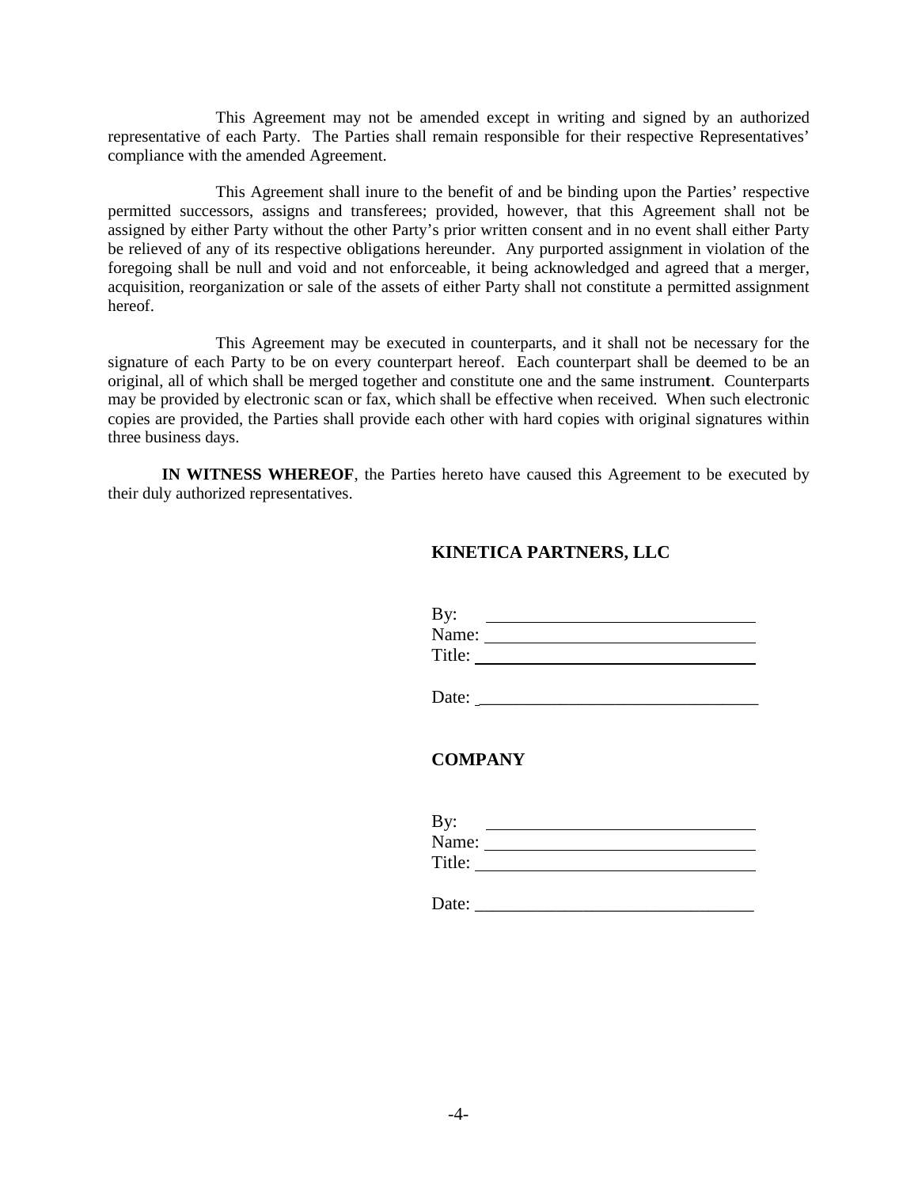This Agreement may not be amended except in writing and signed by an authorized representative of each Party. The Parties shall remain responsible for their respective Representatives' compliance with the amended Agreement.

This Agreement shall inure to the benefit of and be binding upon the Parties' respective permitted successors, assigns and transferees; provided, however, that this Agreement shall not be assigned by either Party without the other Party's prior written consent and in no event shall either Party be relieved of any of its respective obligations hereunder. Any purported assignment in violation of the foregoing shall be null and void and not enforceable, it being acknowledged and agreed that a merger, acquisition, reorganization or sale of the assets of either Party shall not constitute a permitted assignment hereof.

This Agreement may be executed in counterparts, and it shall not be necessary for the signature of each Party to be on every counterpart hereof. Each counterpart shall be deemed to be an original, all of which shall be merged together and constitute one and the same instrument. Counterparts may be provided by electronic scan or fax, which shall be effective when received. When such electronic copies are provided, the Parties shall provide each other with hard copies with original signatures within three business days.

**IN WITNESS WHEREOF**, the Parties hereto have caused this Agreement to be executed by their duly authorized representatives.

**KINETICA PARTNERS, LLC**

By: ______________________________
Name: ______________________________
Title: ______________________________

Date: ______________________________

**COMPANY**

By: ______________________________
Name: ______________________________
Title: ______________________________

Date: ______________________________